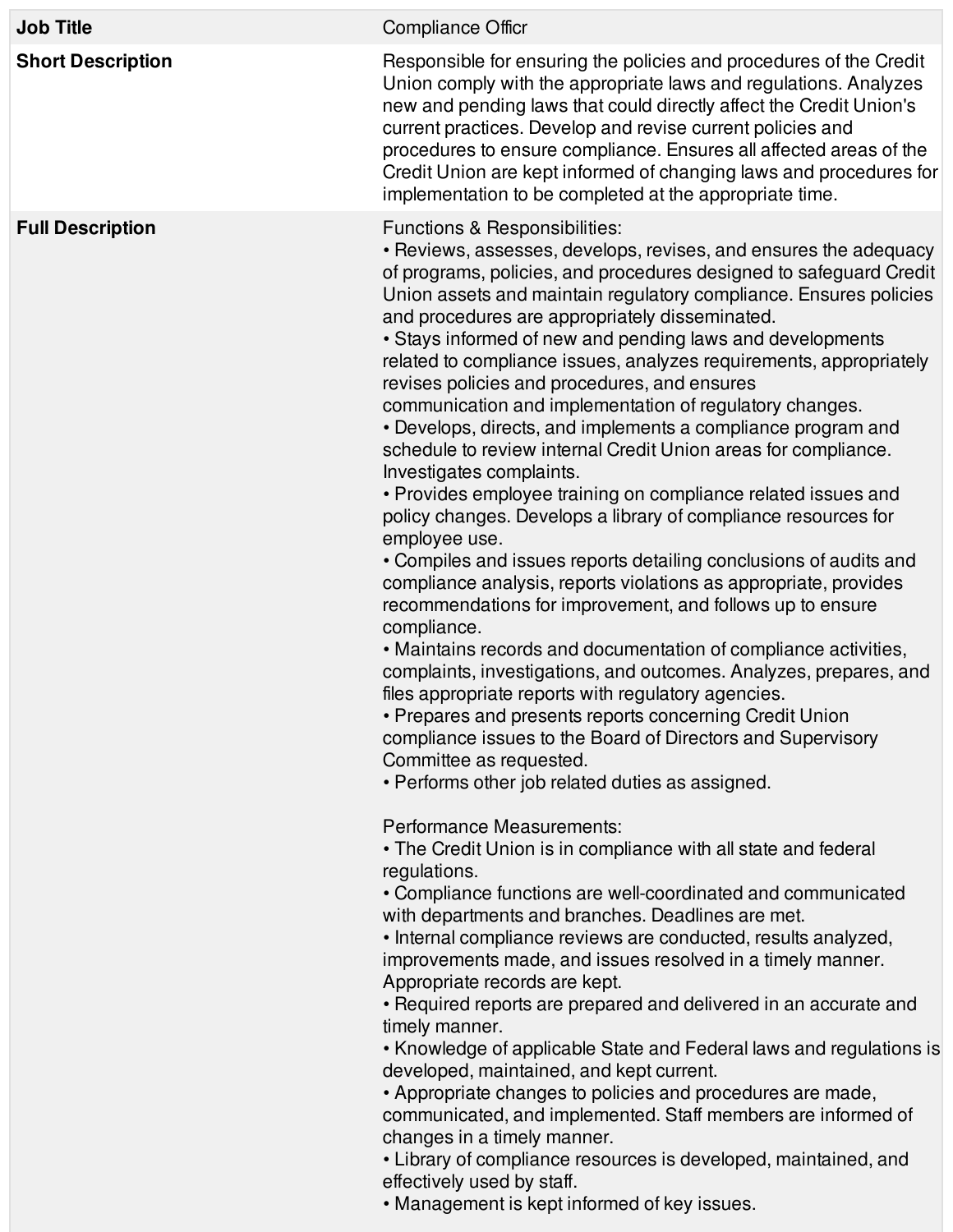| Job Title | Compliance Officr |
| --- | --- |
| **Short Description** | Responsible for ensuring the policies and procedures of the Credit Union comply with the appropriate laws and regulations. Analyzes new and pending laws that could directly affect the Credit Union's current practices. Develop and revise current policies and procedures to ensure compliance. Ensures all affected areas of the Credit Union are kept informed of changing laws and procedures for implementation to be completed at the appropriate time. |
| **Full Description** | Functions & Responsibilities:<br>• Reviews, assesses, develops, revises, and ensures the adequacy of programs, policies, and procedures designed to safeguard Credit Union assets and maintain regulatory compliance. Ensures policies and procedures are appropriately disseminated.<br>• Stays informed of new and pending laws and developments related to compliance issues, analyzes requirements, appropriately revises policies and procedures, and ensures communication and implementation of regulatory changes.<br>• Develops, directs, and implements a compliance program and schedule to review internal Credit Union areas for compliance. Investigates complaints.<br>• Provides employee training on compliance related issues and policy changes. Develops a library of compliance resources for employee use.<br>• Compiles and issues reports detailing conclusions of audits and compliance analysis, reports violations as appropriate, provides recommendations for improvement, and follows up to ensure compliance.<br>• Maintains records and documentation of compliance activities, complaints, investigations, and outcomes. Analyzes, prepares, and files appropriate reports with regulatory agencies.<br>• Prepares and presents reports concerning Credit Union compliance issues to the Board of Directors and Supervisory Committee as requested.<br>• Performs other job related duties as assigned.<br><br>Performance Measurements:<br>• The Credit Union is in compliance with all state and federal regulations.<br>• Compliance functions are well-coordinated and communicated with departments and branches. Deadlines are met.<br>• Internal compliance reviews are conducted, results analyzed, improvements made, and issues resolved in a timely manner. Appropriate records are kept.<br>• Required reports are prepared and delivered in an accurate and timely manner.<br>• Knowledge of applicable State and Federal laws and regulations is developed, maintained, and kept current.<br>• Appropriate changes to policies and procedures are made, communicated, and implemented. Staff members are informed of changes in a timely manner.<br>• Library of compliance resources is developed, maintained, and effectively used by staff.<br>• Management is kept informed of key issues. |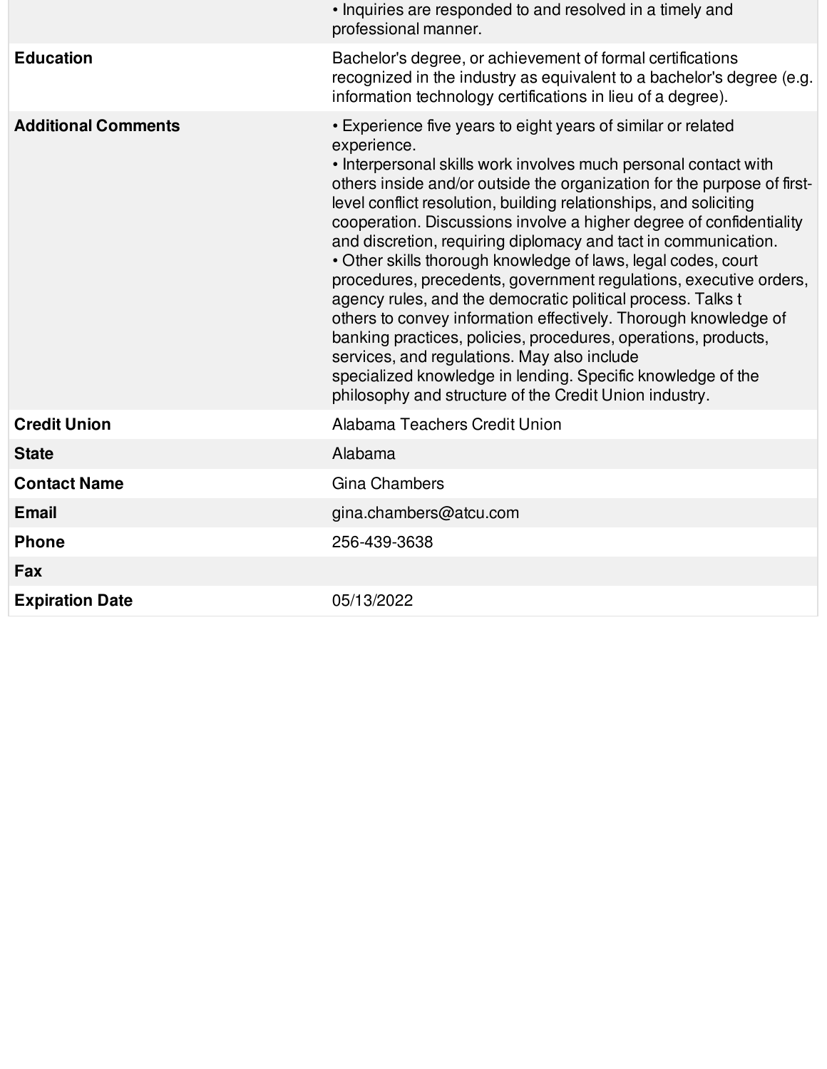| | |
|---|---|
| | • Inquiries are responded to and resolved in a timely and professional manner. |
| **Education** | Bachelor's degree, or achievement of formal certifications recognized in the industry as equivalent to a bachelor's degree (e.g. information technology certifications in lieu of a degree). |
| **Additional Comments** | • Experience five years to eight years of similar or related experience.<br>• Interpersonal skills work involves much personal contact with others inside and/or outside the organization for the purpose of first-level conflict resolution, building relationships, and soliciting cooperation. Discussions involve a higher degree of confidentiality and discretion, requiring diplomacy and tact in communication.<br>• Other skills thorough knowledge of laws, legal codes, court procedures, precedents, government regulations, executive orders, agency rules, and the democratic political process. Talks t others to convey information effectively. Thorough knowledge of banking practices, policies, procedures, operations, products, services, and regulations. May also include specialized knowledge in lending. Specific knowledge of the philosophy and structure of the Credit Union industry. |
| **Credit Union** | Alabama Teachers Credit Union |
| **State** | Alabama |
| **Contact Name** | Gina Chambers |
| **Email** | gina.chambers@atcu.com |
| **Phone** | 256-439-3638 |
| **Fax** | |
| **Expiration Date** | 05/13/2022 |